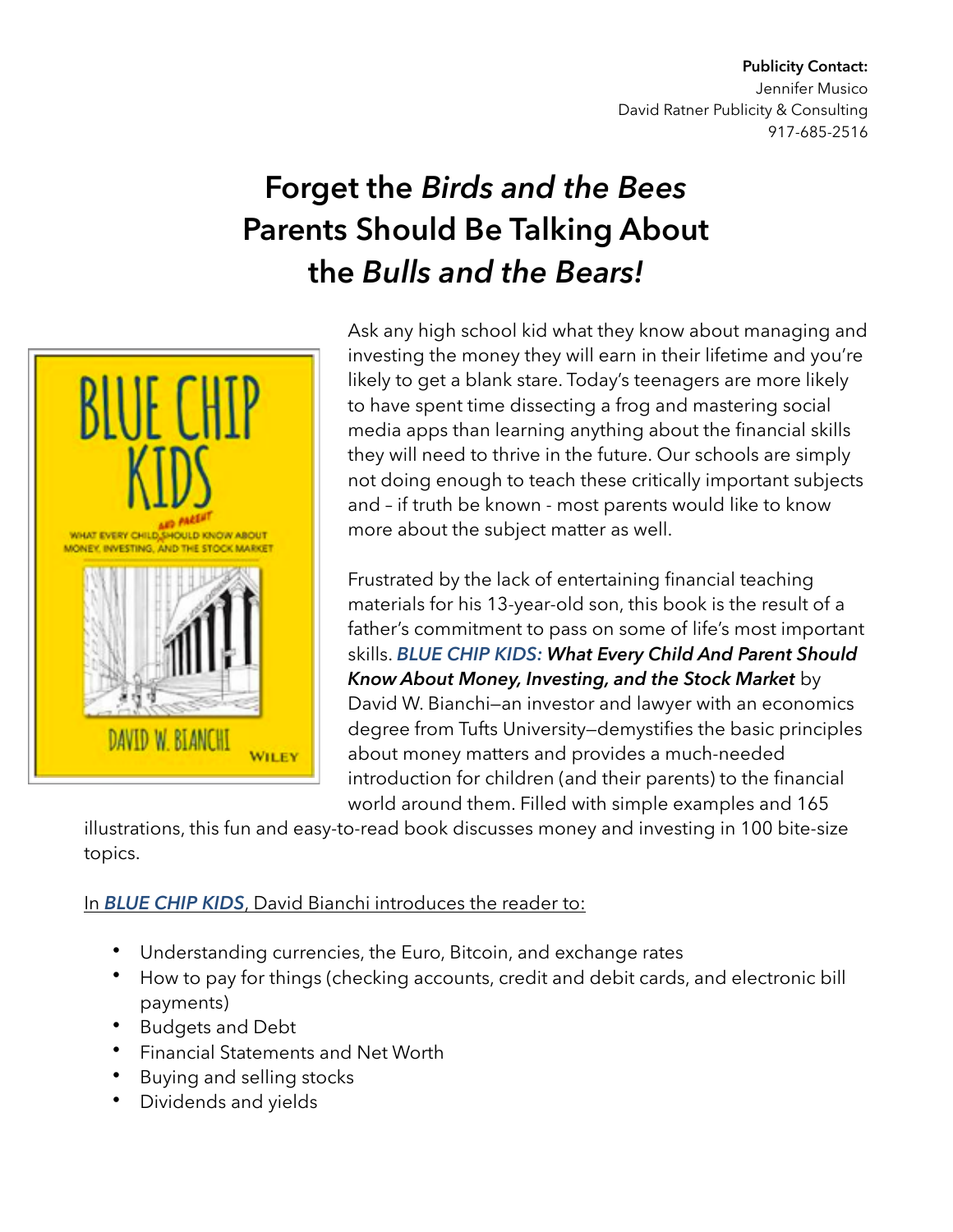**Publicity Contact:**
Jennifer Musico
David Ratner Publicity & Consulting
917-685-2516

# Forget the *Birds and the Bees* Parents Should Be Talking About the *Bulls and the Bears!*

Ask any high school kid what they know about managing and investing the money they will earn in their lifetime and you're likely to get a blank stare. Today's teenagers are more likely to have spent time dissecting a frog and mastering social media apps than learning anything about the financial skills they will need to thrive in the future. Our schools are simply not doing enough to teach these critically important subjects and – if truth be known - most parents would like to know more about the subject matter as well.

Frustrated by the lack of entertaining financial teaching materials for his 13-year-old son, this book is the result of a father's commitment to pass on some of life's most important skills. ***BLUE CHIP KIDS: What Every Child And Parent Should Know About Money, Investing, and the Stock Market*** by David W. Bianchi—an investor and lawyer with an economics degree from Tufts University—demystifies the basic principles about money matters and provides a much-needed introduction for children (and their parents) to the financial world around them. Filled with simple examples and 165 illustrations, this fun and easy-to-read book discusses money and investing in 100 bite-size topics.

In ***BLUE CHIP KIDS***, David Bianchi introduces the reader to:

- Understanding currencies, the Euro, Bitcoin, and exchange rates
- How to pay for things (checking accounts, credit and debit cards, and electronic bill payments)
- Budgets and Debt
- Financial Statements and Net Worth
- Buying and selling stocks
- Dividends and yields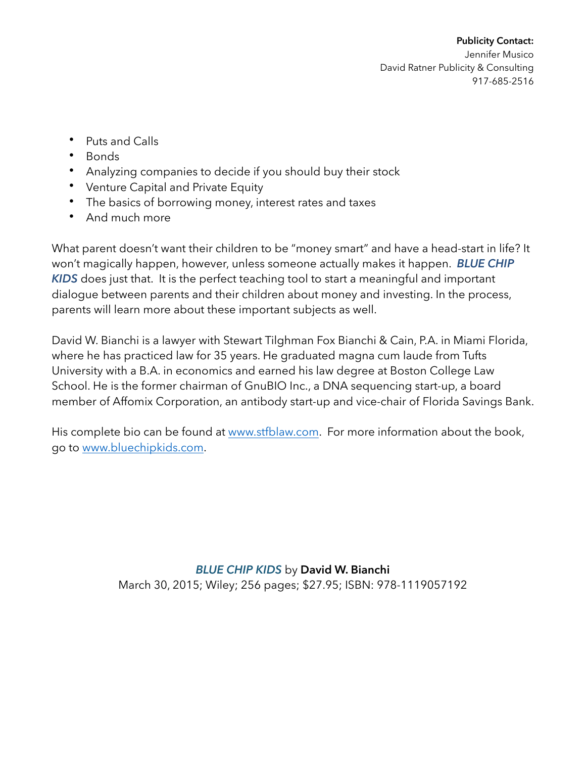**Publicity Contact:**
Jennifer Musico
David Ratner Publicity & Consulting
917-685-2516

- Puts and Calls
- Bonds
- Analyzing companies to decide if you should buy their stock
- Venture Capital and Private Equity
- The basics of borrowing money, interest rates and taxes
- And much more

What parent doesn't want their children to be "money smart" and have a head-start in life? It won't magically happen, however, unless someone actually makes it happen. ***BLUE CHIP KIDS*** does just that. It is the perfect teaching tool to start a meaningful and important dialogue between parents and their children about money and investing. In the process, parents will learn more about these important subjects as well.

David W. Bianchi is a lawyer with Stewart Tilghman Fox Bianchi & Cain, P.A. in Miami Florida, where he has practiced law for 35 years. He graduated magna cum laude from Tufts University with a B.A. in economics and earned his law degree at Boston College Law School. He is the former chairman of GnuBIO Inc., a DNA sequencing start-up, a board member of Affomix Corporation, an antibody start-up and vice-chair of Florida Savings Bank.

His complete bio can be found at [www.stfblaw.com](http://www.stfblaw.com). For more information about the book, go to [www.bluechipkids.com](http://www.bluechipkids.com).

***BLUE CHIP KIDS*** by **David W. Bianchi**
March 30, 2015; Wiley; 256 pages; $27.95; ISBN: 978-1119057192